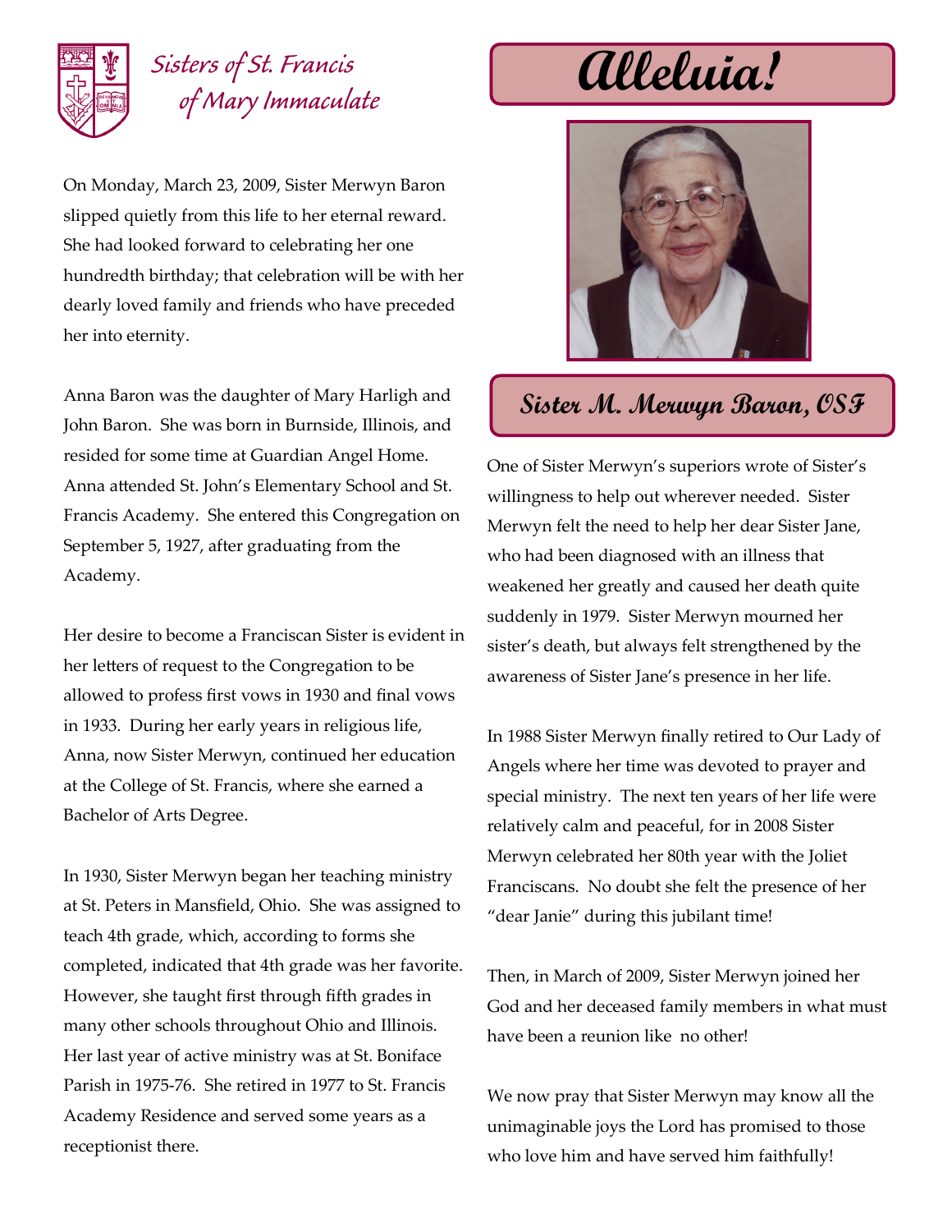Sisters of St. Francis of Mary Immaculate

# Alleluia!

## Sister M. Merwyn Baron, OSF

On Monday, March 23, 2009, Sister Merwyn Baron slipped quietly from this life to her eternal reward. She had looked forward to celebrating her one hundredth birthday; that celebration will be with her dearly loved family and friends who have preceded her into eternity.

Anna Baron was the daughter of Mary Harligh and John Baron. She was born in Burnside, Illinois, and resided for some time at Guardian Angel Home. Anna attended St. John's Elementary School and St. Francis Academy. She entered this Congregation on September 5, 1927, after graduating from the Academy.

Her desire to become a Franciscan Sister is evident in her letters of request to the Congregation to be allowed to profess first vows in 1930 and final vows in 1933. During her early years in religious life, Anna, now Sister Merwyn, continued her education at the College of St. Francis, where she earned a Bachelor of Arts Degree.

In 1930, Sister Merwyn began her teaching ministry at St. Peters in Mansfield, Ohio. She was assigned to teach 4th grade, which, according to forms she completed, indicated that 4th grade was her favorite. However, she taught first through fifth grades in many other schools throughout Ohio and Illinois. Her last year of active ministry was at St. Boniface Parish in 1975-76. She retired in 1977 to St. Francis Academy Residence and served some years as a receptionist there.

One of Sister Merwyn's superiors wrote of Sister's willingness to help out wherever needed. Sister Merwyn felt the need to help her dear Sister Jane, who had been diagnosed with an illness that weakened her greatly and caused her death quite suddenly in 1979. Sister Merwyn mourned her sister's death, but always felt strengthened by the awareness of Sister Jane's presence in her life.

In 1988 Sister Merwyn finally retired to Our Lady of Angels where her time was devoted to prayer and special ministry. The next ten years of her life were relatively calm and peaceful, for in 2008 Sister Merwyn celebrated her 80th year with the Joliet Franciscans. No doubt she felt the presence of her "dear Janie" during this jubilant time!

Then, in March of 2009, Sister Merwyn joined her God and her deceased family members in what must have been a reunion like no other!

We now pray that Sister Merwyn may know all the unimaginable joys the Lord has promised to those who love him and have served him faithfully!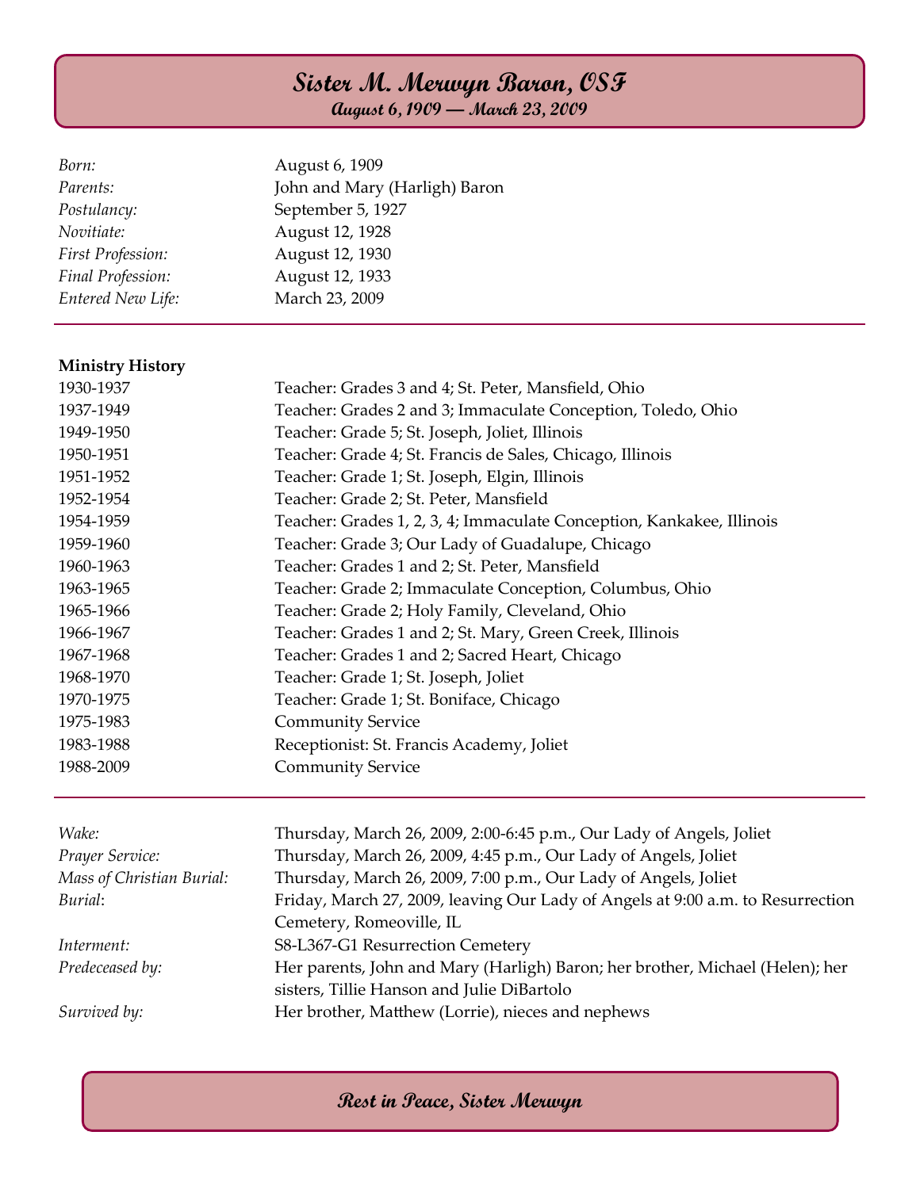# Sister M. Merwyn Baron, OSF

**August 6, 1909 — March 23, 2009**

| | |
|---|---|
| *Born:* | August 6, 1909 |
| *Parents:* | John and Mary (Harligh) Baron |
| *Postulancy:* | September 5, 1927 |
| *Novitiate:* | August 12, 1928 |
| *First Profession:* | August 12, 1930 |
| *Final Profession:* | August 12, 1933 |
| *Entered New Life:* | March 23, 2009 |

## Ministry History

| | |
|---|---|
| 1930-1937 | Teacher: Grades 3 and 4; St. Peter, Mansfield, Ohio |
| 1937-1949 | Teacher: Grades 2 and 3; Immaculate Conception, Toledo, Ohio |
| 1949-1950 | Teacher: Grade 5; St. Joseph, Joliet, Illinois |
| 1950-1951 | Teacher: Grade 4; St. Francis de Sales, Chicago, Illinois |
| 1951-1952 | Teacher: Grade 1; St. Joseph, Elgin, Illinois |
| 1952-1954 | Teacher: Grade 2; St. Peter, Mansfield |
| 1954-1959 | Teacher: Grades 1, 2, 3, 4; Immaculate Conception, Kankakee, Illinois |
| 1959-1960 | Teacher: Grade 3; Our Lady of Guadalupe, Chicago |
| 1960-1963 | Teacher: Grades 1 and 2; St. Peter, Mansfield |
| 1963-1965 | Teacher: Grade 2; Immaculate Conception, Columbus, Ohio |
| 1965-1966 | Teacher: Grade 2; Holy Family, Cleveland, Ohio |
| 1966-1967 | Teacher: Grades 1 and 2; St. Mary, Green Creek, Illinois |
| 1967-1968 | Teacher: Grades 1 and 2; Sacred Heart, Chicago |
| 1968-1970 | Teacher: Grade 1; St. Joseph, Joliet |
| 1970-1975 | Teacher: Grade 1; St. Boniface, Chicago |
| 1975-1983 | Community Service |
| 1983-1988 | Receptionist: St. Francis Academy, Joliet |
| 1988-2009 | Community Service |

| | |
|---|---|
| *Wake:* | Thursday, March 26, 2009, 2:00-6:45 p.m., Our Lady of Angels, Joliet |
| *Prayer Service:* | Thursday, March 26, 2009, 4:45 p.m., Our Lady of Angels, Joliet |
| *Mass of Christian Burial:* | Thursday, March 26, 2009, 7:00 p.m., Our Lady of Angels, Joliet |
| *Burial:* | Friday, March 27, 2009, leaving Our Lady of Angels at 9:00 a.m. to Resurrection Cemetery, Romeoville, IL |
| *Interment:* | S8-L367-G1 Resurrection Cemetery |
| *Predeceased by:* | Her parents, John and Mary (Harligh) Baron; her brother, Michael (Helen); her sisters, Tillie Hanson and Julie DiBartolo |
| *Survived by:* | Her brother, Matthew (Lorrie), nieces and nephews |

**Rest in Peace, Sister Merwyn**